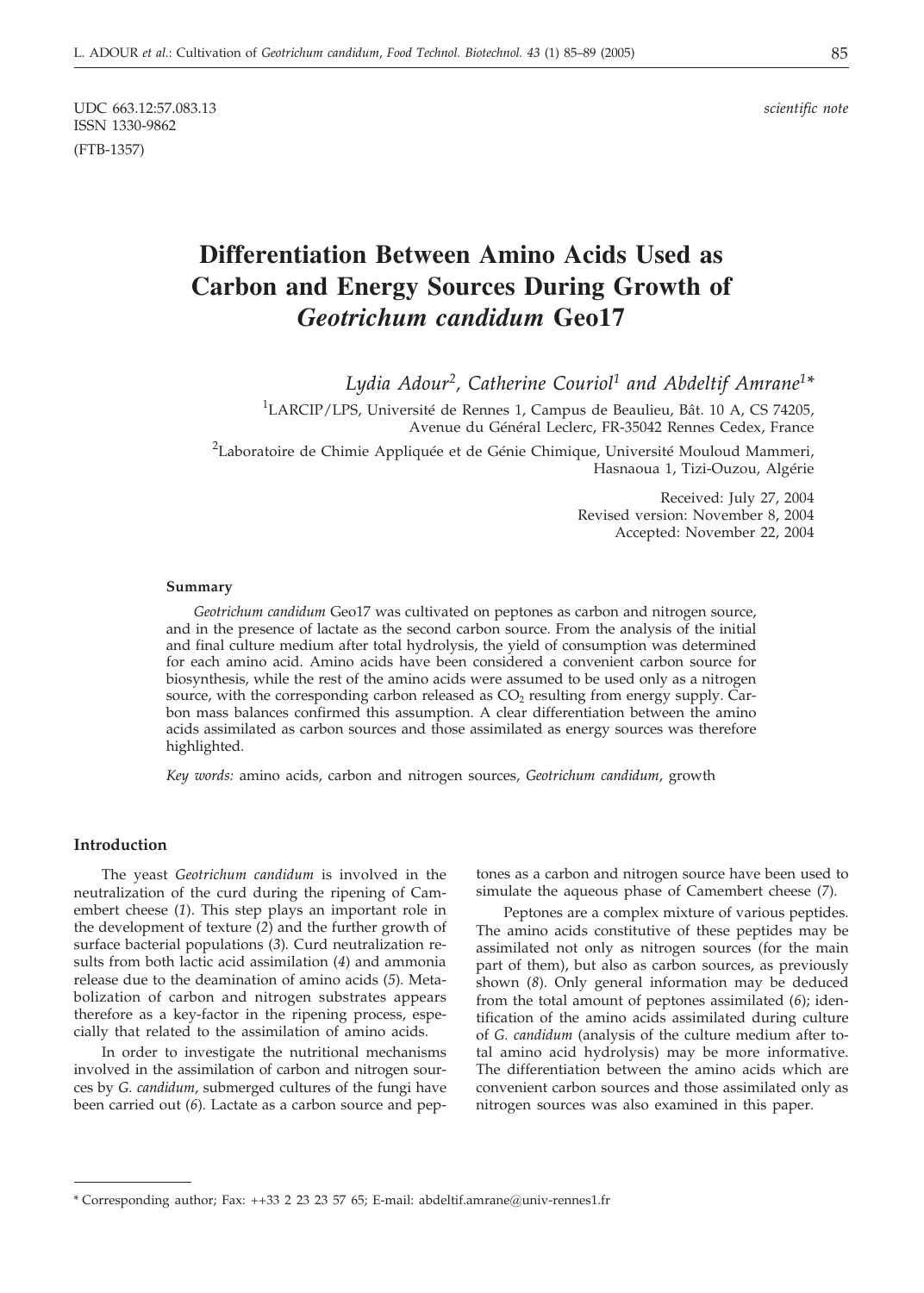UDC 663.12:57.083.13
ISSN 1330-9862

*scientific note*

(FTB-1357)

# Differentiation Between Amino Acids Used as Carbon and Energy Sources During Growth of *Geotrichum candidum* Geo17

*Lydia Adour*[2], *Catherine Couriol*[1] *and Abdeltif Amrane*[1]*

[1]LARCIP/LPS, Université de Rennes 1, Campus de Beaulieu, Bât. 10 A, CS 74205, Avenue du Général Leclerc, FR-35042 Rennes Cedex, France

[2]Laboratoire de Chimie Appliquée et de Génie Chimique, Université Mouloud Mammeri, Hasnaoua 1, Tizi-Ouzou, Algérie

Received: July 27, 2004
Revised version: November 8, 2004
Accepted: November 22, 2004

#### Summary

*Geotrichum candidum* Geo17 was cultivated on peptones as carbon and nitrogen source, and in the presence of lactate as the second carbon source. From the analysis of the initial and final culture medium after total hydrolysis, the yield of consumption was determined for each amino acid. Amino acids have been considered a convenient carbon source for biosynthesis, while the rest of the amino acids were assumed to be used only as a nitrogen source, with the corresponding carbon released as $CO_2$ resulting from energy supply. Carbon mass balances confirmed this assumption. A clear differentiation between the amino acids assimilated as carbon sources and those assimilated as energy sources was therefore highlighted.

*Key words:* amino acids, carbon and nitrogen sources, *Geotrichum candidum*, growth

## Introduction

The yeast *Geotrichum candidum* is involved in the neutralization of the curd during the ripening of Camembert cheese (*1*). This step plays an important role in the development of texture (*2*) and the further growth of surface bacterial populations (*3*). Curd neutralization results from both lactic acid assimilation (*4*) and ammonia release due to the deamination of amino acids (*5*). Metabolization of carbon and nitrogen substrates appears therefore as a key-factor in the ripening process, especially that related to the assimilation of amino acids.

In order to investigate the nutritional mechanisms involved in the assimilation of carbon and nitrogen sources by *G. candidum*, submerged cultures of the fungi have been carried out (*6*). Lactate as a carbon source and peptones as a carbon and nitrogen source have been used to simulate the aqueous phase of Camembert cheese (*7*).

Peptones are a complex mixture of various peptides. The amino acids constitutive of these peptides may be assimilated not only as nitrogen sources (for the main part of them), but also as carbon sources, as previously shown (*8*). Only general information may be deduced from the total amount of peptones assimilated (*6*); identification of the amino acids assimilated during culture of *G. candidum* (analysis of the culture medium after total amino acid hydrolysis) may be more informative. The differentiation between the amino acids which are convenient carbon sources and those assimilated only as nitrogen sources was also examined in this paper.

* Corresponding author; Fax: ++33 2 23 23 57 65; E-mail: abdeltif.amrane@univ-rennes1.fr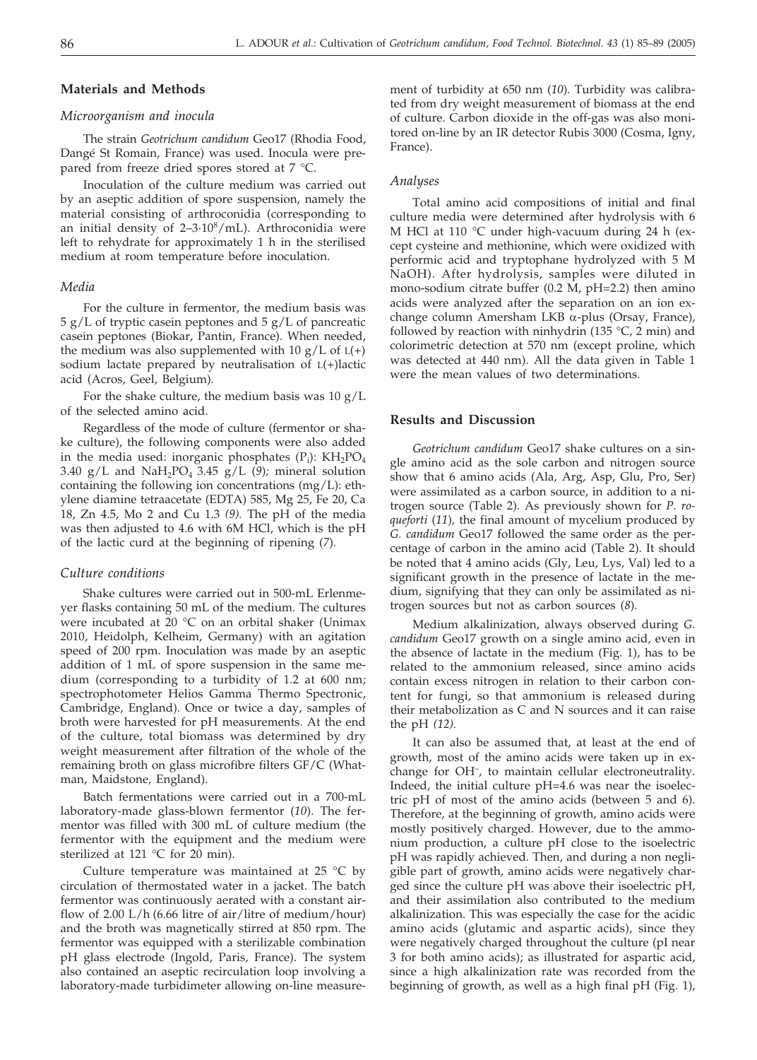## Materials and Methods

### *Microorganism and inocula*

The strain *Geotrichum candidum* Geo17 (Rhodia Food, Dangé St Romain, France) was used. Inocula were prepared from freeze dried spores stored at 7 °C.

Inoculation of the culture medium was carried out by an aseptic addition of spore suspension, namely the material consisting of arthroconidia (corresponding to an initial density of $2–3\cdot10^8$/mL). Arthroconidia were left to rehydrate for approximately 1 h in the sterilised medium at room temperature before inoculation.

### *Media*

For the culture in fermentor, the medium basis was 5 g/L of tryptic casein peptones and 5 g/L of pancreatic casein peptones (Biokar, Pantin, France). When needed, the medium was also supplemented with 10 g/L of L(+) sodium lactate prepared by neutralisation of L(+)lactic acid (Acros, Geel, Belgium).

For the shake culture, the medium basis was 10 g/L of the selected amino acid.

Regardless of the mode of culture (fermentor or shake culture), the following components were also added in the media used: inorganic phosphates ($P_i$): $KH_2PO_4$ 3.40 g/L and $NaH_2PO_4$ 3.45 g/L (*9*); mineral solution containing the following ion concentrations (mg/L): ethylene diamine tetraacetate (EDTA) 585, Mg 25, Fe 20, Ca 18, Zn 4.5, Mo 2 and Cu 1.3 *(9)*. The pH of the media was then adjusted to 4.6 with 6M HCl, which is the pH of the lactic curd at the beginning of ripening (*7*).

### *Culture conditions*

Shake cultures were carried out in 500-mL Erlenmeyer flasks containing 50 mL of the medium. The cultures were incubated at 20 °C on an orbital shaker (Unimax 2010, Heidolph, Kelheim, Germany) with an agitation speed of 200 rpm. Inoculation was made by an aseptic addition of 1 mL of spore suspension in the same medium (corresponding to a turbidity of 1.2 at 600 nm; spectrophotometer Helios Gamma Thermo Spectronic, Cambridge, England). Once or twice a day, samples of broth were harvested for pH measurements. At the end of the culture, total biomass was determined by dry weight measurement after filtration of the whole of the remaining broth on glass microfibre filters GF/C (Whatman, Maidstone, England).

Batch fermentations were carried out in a 700-mL laboratory-made glass-blown fermentor (*10*)*.* The fermentor was filled with 300 mL of culture medium (the fermentor with the equipment and the medium were sterilized at 121 °C for 20 min).

Culture temperature was maintained at 25 °C by circulation of thermostated water in a jacket. The batch fermentor was continuously aerated with a constant airflow of 2.00 L/h (6.66 litre of air/litre of medium/hour) and the broth was magnetically stirred at 850 rpm. The fermentor was equipped with a sterilizable combination pH glass electrode (Ingold, Paris, France). The system also contained an aseptic recirculation loop involving a laboratory-made turbidimeter allowing on-line measurement of turbidity at 650 nm (*10*)*.* Turbidity was calibrated from dry weight measurement of biomass at the end of culture. Carbon dioxide in the off-gas was also monitored on-line by an IR detector Rubis 3000 (Cosma, Igny, France).

### *Analyses*

Total amino acid compositions of initial and final culture media were determined after hydrolysis with 6 M HCl at 110 °C under high-vacuum during 24 h (except cysteine and methionine, which were oxidized with performic acid and tryptophane hydrolyzed with 5 M NaOH). After hydrolysis, samples were diluted in mono-sodium citrate buffer (0.2 M, pH=2.2) then amino acids were analyzed after the separation on an ion exchange column Amersham LKB $\alpha$-plus (Orsay, France), followed by reaction with ninhydrin (135 °C, 2 min) and colorimetric detection at 570 nm (except proline, which was detected at 440 nm). All the data given in Table 1 were the mean values of two determinations.

## Results and Discussion

*Geotrichum candidum* Geo17 shake cultures on a single amino acid as the sole carbon and nitrogen source show that 6 amino acids (Ala, Arg, Asp, Glu, Pro, Ser) were assimilated as a carbon source, in addition to a nitrogen source (Table 2). As previously shown for *P. roqueforti* (*11*), the final amount of mycelium produced by *G. candidum* Geo17 followed the same order as the percentage of carbon in the amino acid (Table 2). It should be noted that 4 amino acids (Gly, Leu, Lys, Val) led to a significant growth in the presence of lactate in the medium, signifying that they can only be assimilated as nitrogen sources but not as carbon sources (*8*)*.*

Medium alkalinization, always observed during *G. candidum* Geo17 growth on a single amino acid, even in the absence of lactate in the medium (Fig. 1), has to be related to the ammonium released, since amino acids contain excess nitrogen in relation to their carbon content for fungi, so that ammonium is released during their metabolization as C and N sources and it can raise the pH *(12)*.

It can also be assumed that, at least at the end of growth, most of the amino acids were taken up in exchange for $OH^-$, to maintain cellular electroneutrality. Indeed, the initial culture pH=4.6 was near the isoelectric pH of most of the amino acids (between 5 and 6). Therefore, at the beginning of growth, amino acids were mostly positively charged. However, due to the ammonium production, a culture pH close to the isoelectric pH was rapidly achieved. Then, and during a non negligible part of growth, amino acids were negatively charged since the culture pH was above their isoelectric pH, and their assimilation also contributed to the medium alkalinization. This was especially the case for the acidic amino acids (glutamic and aspartic acids), since they were negatively charged throughout the culture (pI near 3 for both amino acids); as illustrated for aspartic acid, since a high alkalinization rate was recorded from the beginning of growth, as well as a high final pH (Fig. 1),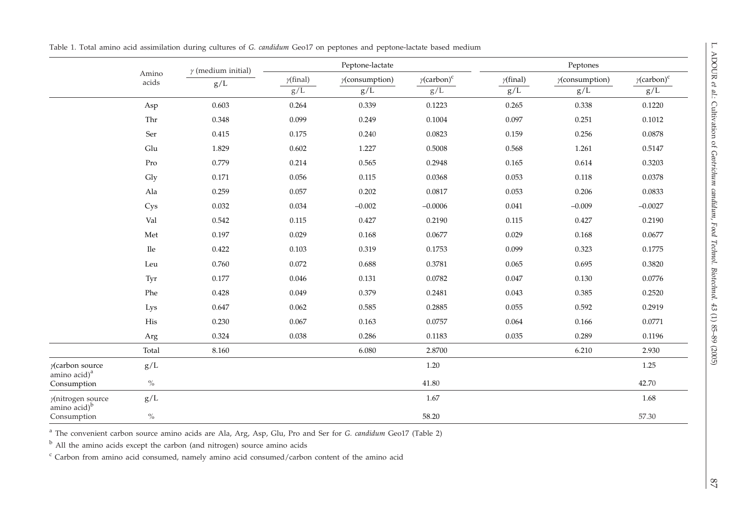Table 1. Total amino acid assimilation during cultures of *G. candidum* Geo17 on peptones and peptone-lactate based medium

| | Amino acids | $\gamma$ (medium initial) | Peptone-lactate | | | Peptones | | |
|---|---|---|---|---|---|---|---|---|
| | | g/L | $\gamma$(final) g/L | $\gamma$(consumption) g/L | $\gamma$(carbon)[c] g/L | $\gamma$(final) g/L | $\gamma$(consumption) g/L | $\gamma$(carbon)[c] g/L |
| | Asp | 0.603 | 0.264 | 0.339 | 0.1223 | 0.265 | 0.338 | 0.1220 |
| | Thr | 0.348 | 0.099 | 0.249 | 0.1004 | 0.097 | 0.251 | 0.1012 |
| | Ser | 0.415 | 0.175 | 0.240 | 0.0823 | 0.159 | 0.256 | 0.0878 |
| | Glu | 1.829 | 0.602 | 1.227 | 0.5008 | 0.568 | 1.261 | 0.5147 |
| | Pro | 0.779 | 0.214 | 0.565 | 0.2948 | 0.165 | 0.614 | 0.3203 |
| | Gly | 0.171 | 0.056 | 0.115 | 0.0368 | 0.053 | 0.118 | 0.0378 |
| | Ala | 0.259 | 0.057 | 0.202 | 0.0817 | 0.053 | 0.206 | 0.0833 |
| | Cys | 0.032 | 0.034 | –0.002 | –0.0006 | 0.041 | –0.009 | –0.0027 |
| | Val | 0.542 | 0.115 | 0.427 | 0.2190 | 0.115 | 0.427 | 0.2190 |
| | Met | 0.197 | 0.029 | 0.168 | 0.0677 | 0.029 | 0.168 | 0.0677 |
| | Ile | 0.422 | 0.103 | 0.319 | 0.1753 | 0.099 | 0.323 | 0.1775 |
| | Leu | 0.760 | 0.072 | 0.688 | 0.3781 | 0.065 | 0.695 | 0.3820 |
| | Tyr | 0.177 | 0.046 | 0.131 | 0.0782 | 0.047 | 0.130 | 0.0776 |
| | Phe | 0.428 | 0.049 | 0.379 | 0.2481 | 0.043 | 0.385 | 0.2520 |
| | Lys | 0.647 | 0.062 | 0.585 | 0.2885 | 0.055 | 0.592 | 0.2919 |
| | His | 0.230 | 0.067 | 0.163 | 0.0757 | 0.064 | 0.166 | 0.0771 |
| | Arg | 0.324 | 0.038 | 0.286 | 0.1183 | 0.035 | 0.289 | 0.1196 |
| | Total | 8.160 | | 6.080 | 2.8700 | | 6.210 | 2.930 |
| $\gamma$(carbon source amino acid)[a] | g/L | | | | 1.20 | | | 1.25 |
| Consumption | % | | | | 41.80 | | | 42.70 |
| $\gamma$(nitrogen source amino acid)[b] | g/L | | | | 1.67 | | | 1.68 |
| Consumption | % | | | | 58.20 | | | 57.30 |

[a] The convenient carbon source amino acids are Ala, Arg, Asp, Glu, Pro and Ser for *G. candidum* Geo17 (Table 2)

[b] All the amino acids except the carbon (and nitrogen) source amino acids

[c] Carbon from amino acid consumed, namely amino acid consumed/carbon content of the amino acid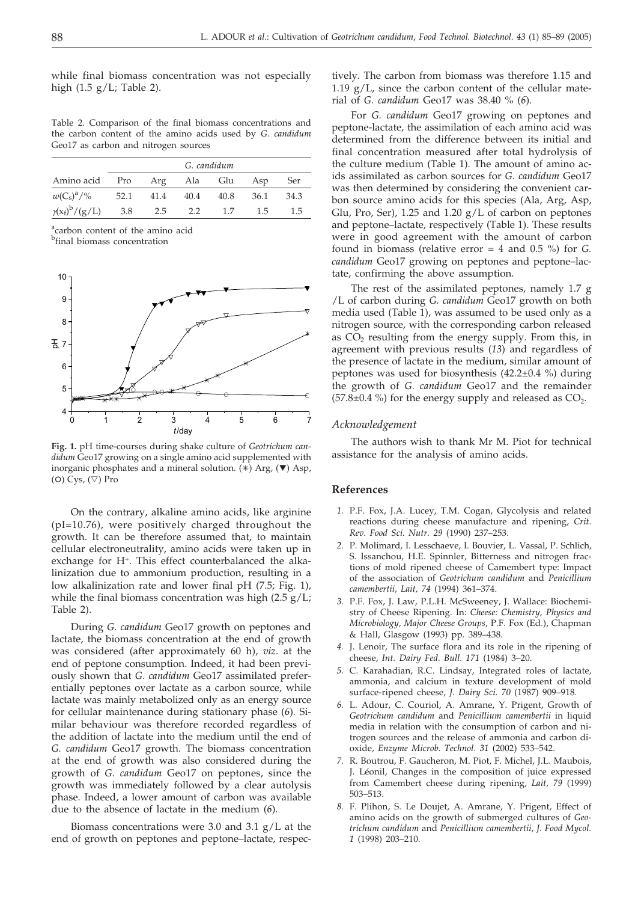while final biomass concentration was not especially high (1.5 g/L; Table 2).

Table 2. Comparison of the final biomass concentrations and the carbon content of the amino acids used by *G. candidum* Geo17 as carbon and nitrogen sources

| | *G. candidum* | | | | | |
|---|---|---|---|---|---|---|
| Amino acid | Pro | Arg | Ala | Glu | Asp | Ser |
| $w(C_s)^a$/% | 52.1 | 41.4 | 40.4 | 40.8 | 36.1 | 34.3 |
| $\gamma(x_f)^b$/(g/L) | 3.8 | 2.5 | 2.2 | 1.7 | 1.5 | 1.5 |

[a]carbon content of the amino acid
[b]final biomass concentration

**Fig. 1.** pH time-courses during shake culture of *Geotrichum candidum* Geo17 growing on a single amino acid supplemented with inorganic phosphates and a mineral solution. (✳) Arg, (▼) Asp, (○) Cys, (▽) Pro

On the contrary, alkaline amino acids, like arginine (pI=10.76), were positively charged throughout the growth. It can be therefore assumed that, to maintain cellular electroneutrality, amino acids were taken up in exchange for $H^+$. This effect counterbalanced the alkalinization due to ammonium production, resulting in a low alkalinization rate and lower final pH (7.5; Fig. 1), while the final biomass concentration was high (2.5 g/L; Table 2).

During *G. candidum* Geo17 growth on peptones and lactate, the biomass concentration at the end of growth was considered (after approximately 60 h), *viz*. at the end of peptone consumption. Indeed, it had been previously shown that *G. candidum* Geo17 assimilated preferentially peptones over lactate as a carbon source, while lactate was mainly metabolized only as an energy source for cellular maintenance during stationary phase (*6*). Similar behaviour was therefore recorded regardless of the addition of lactate into the medium until the end of *G. candidum* Geo17 growth. The biomass concentration at the end of growth was also considered during the growth of *G. candidum* Geo17 on peptones, since the growth was immediately followed by a clear autolysis phase. Indeed, a lower amount of carbon was available due to the absence of lactate in the medium (*6*).

Biomass concentrations were 3.0 and 3.1 g/L at the end of growth on peptones and peptone–lactate, respectively. The carbon from biomass was therefore 1.15 and 1.19 g/L, since the carbon content of the cellular material of *G. candidum* Geo17 was 38.40 % (*6*).

For *G. candidum* Geo17 growing on peptones and peptone-lactate, the assimilation of each amino acid was determined from the difference between its initial and final concentration measured after total hydrolysis of the culture medium (Table 1). The amount of amino acids assimilated as carbon sources for *G. candidum* Geo17 was then determined by considering the convenient carbon source amino acids for this species (Ala, Arg, Asp, Glu, Pro, Ser), 1.25 and 1.20 g/L of carbon on peptones and peptone–lactate, respectively (Table 1). These results were in good agreement with the amount of carbon found in biomass (relative error = 4 and 0.5 %) for *G. candidum* Geo17 growing on peptones and peptone–lactate, confirming the above assumption.

The rest of the assimilated peptones, namely 1.7 g /L of carbon during *G. candidum* Geo17 growth on both media used (Table 1), was assumed to be used only as a nitrogen source, with the corresponding carbon released as $CO_2$ resulting from the energy supply. From this, in agreement with previous results (*13*) and regardless of the presence of lactate in the medium, similar amount of peptones was used for biosynthesis (42.2±0.4 %) during the growth of *G. candidum* Geo17 and the remainder (57.8±0.4 %) for the energy supply and released as $CO_2$.

### *Acknowledgement*

The authors wish to thank Mr M. Piot for technical assistance for the analysis of amino acids.

## References

1. P.F. Fox, J.A. Lucey, T.M. Cogan, Glycolysis and related reactions during cheese manufacture and ripening, *Crit. Rev. Food Sci. Nutr. 29* (1990) 237–253.
2. P. Molimard, I. Lesschaeve, I. Bouvier, L. Vassal, P. Schlich, S. Issanchou, H.E. Spinnler, Bitterness and nitrogen fractions of mold ripened cheese of Camembert type: Impact of the association of *Geotrichum candidum* and *Penicillium camembertii*, *Lait, 74* (1994) 361–374.
3. P.F. Fox, J. Law, P.L.H. McSweeney, J. Wallace: Biochemistry of Cheese Ripening. In: *Cheese: Chemistry, Physics and Microbiology, Major Cheese Groups*, P.F. Fox (Ed.), Chapman & Hall, Glasgow (1993) pp. 389–438.
4. J. Lenoir, The surface flora and its role in the ripening of cheese, *Int. Dairy Fed. Bull. 171* (1984) 3–20.
5. C. Karahadian, R.C. Lindsay, Integrated roles of lactate, ammonia, and calcium in texture development of mold surface-ripened cheese, *J. Dairy Sci. 70* (1987) 909–918.
6. L. Adour, C. Couriol, A. Amrane, Y. Prigent, Growth of *Geotrichum candidum* and *Penicillium camembertii* in liquid media in relation with the consumption of carbon and nitrogen sources and the release of ammonia and carbon dioxide, *Enzyme Microb. Technol. 31* (2002) 533–542.
7. R. Boutrou, F. Gaucheron, M. Piot, F. Michel, J.L. Maubois, J. Léonil, Changes in the composition of juice expressed from Camembert cheese during ripening, *Lait, 79* (1999) 503–513.
8. F. Plihon, S. Le Doujet, A. Amrane, Y. Prigent, Effect of amino acids on the growth of submerged cultures of *Geotrichum candidum* and *Penicillium camembertii*, *J. Food Mycol. 1* (1998) 203–210.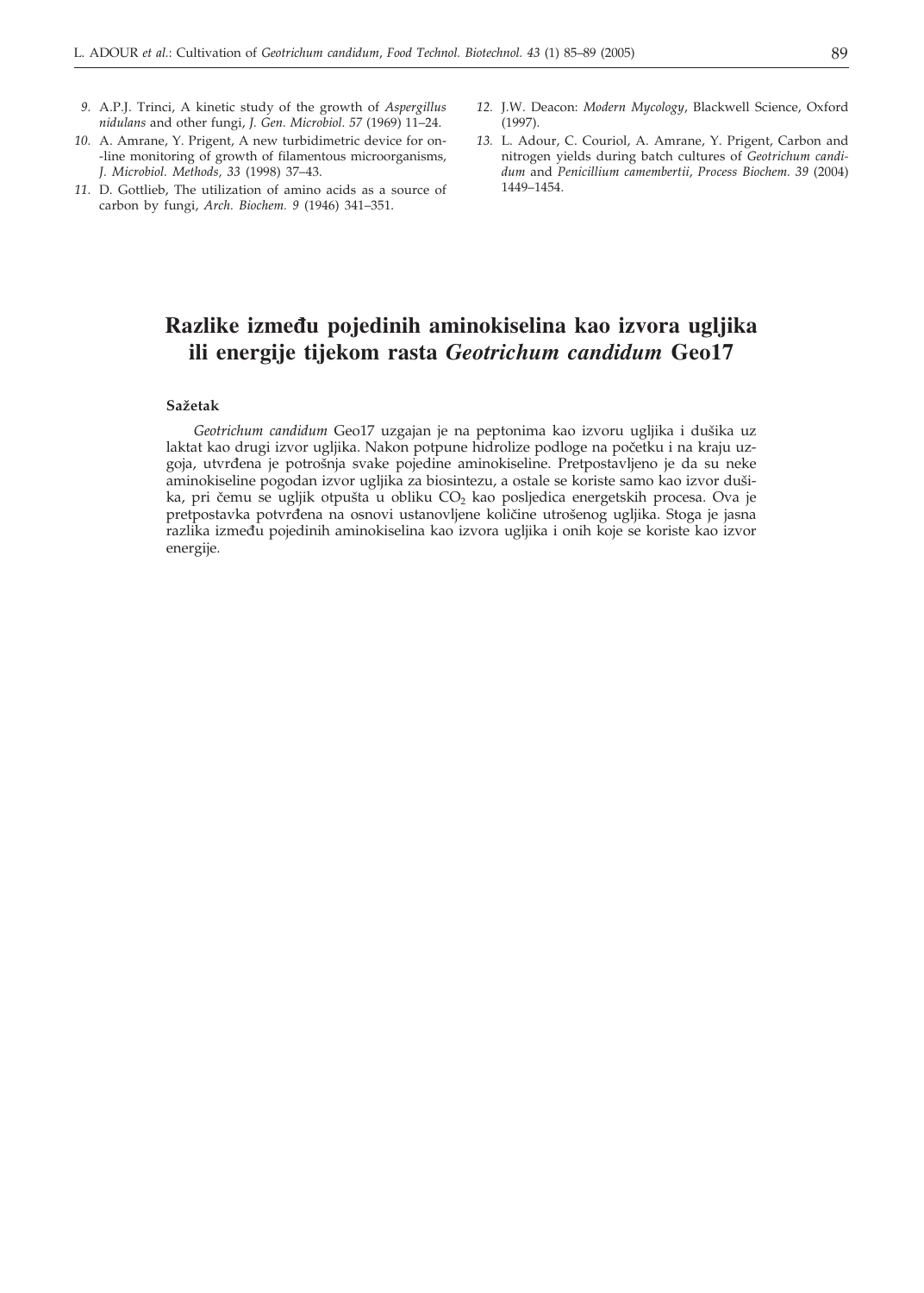9. A.P.J. Trinci, A kinetic study of the growth of *Aspergillus nidulans* and other fungi, *J. Gen. Microbiol. 57* (1969) 11–24.
10. A. Amrane, Y. Prigent, A new turbidimetric device for on-line monitoring of growth of filamentous microorganisms, *J. Microbiol. Methods, 33* (1998) 37–43.
11. D. Gottlieb, The utilization of amino acids as a source of carbon by fungi, *Arch. Biochem. 9* (1946) 341–351.
12. J.W. Deacon: *Modern Mycology*, Blackwell Science, Oxford (1997).
13. L. Adour, C. Couriol, A. Amrane, Y. Prigent, Carbon and nitrogen yields during batch cultures of *Geotrichum candidum* and *Penicillium camembertii*, *Process Biochem. 39* (2004) 1449–1454.

# Razlike između pojedinih aminokiselina kao izvora ugljika ili energije tijekom rasta *Geotrichum candidum* Geo17

**Sažetak**

*Geotrichum candidum* Geo17 uzgajan je na peptonima kao izvoru ugljika i dušika uz laktat kao drugi izvor ugljika. Nakon potpune hidrolize podloge na početku i na kraju uzgoja, utvrđena je potrošnja svake pojedine aminokiseline. Pretpostavljeno je da su neke aminokiseline pogodan izvor ugljika za biosintezu, a ostale se koriste samo kao izvor dušika, pri čemu se ugljik otpušta u obliku $CO_2$ kao posljedica energetskih procesa. Ova je pretpostavka potvrđena na osnovi ustanovljene količine utrošenog ugljika. Stoga je jasna razlika između pojedinih aminokiselina kao izvora ugljika i onih koje se koriste kao izvor energije.